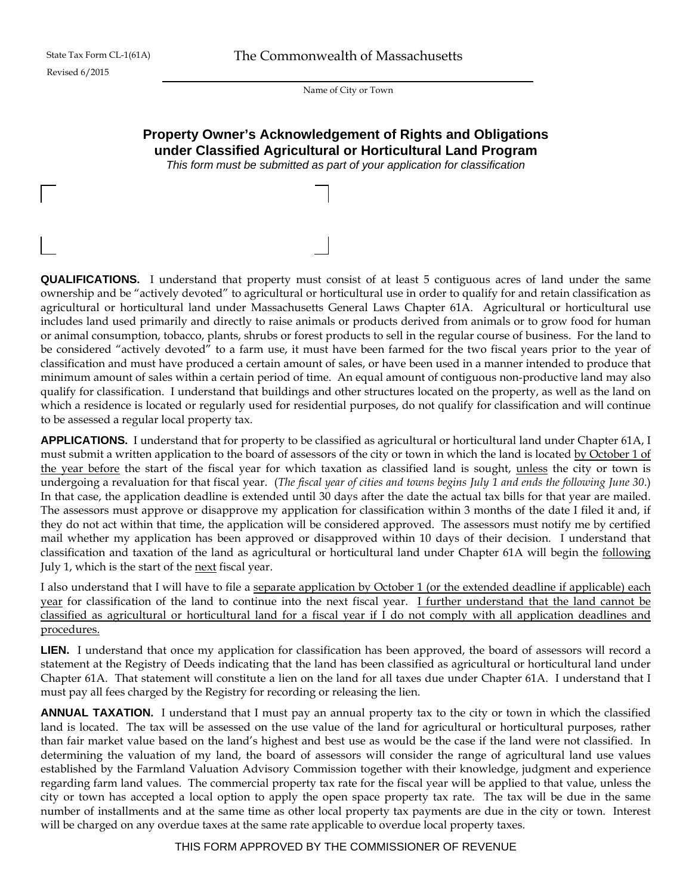State Tax Form CL-1(61A)
Revised 6/2015

The Commonwealth of Massachusetts

Name of City or Town

## Property Owner's Acknowledgement of Rights and Obligations under Classified Agricultural or Horticultural Land Program

*This form must be submitted as part of your application for classification*

**QUALIFICATIONS.** I understand that property must consist of at least 5 contiguous acres of land under the same ownership and be "actively devoted" to agricultural or horticultural use in order to qualify for and retain classification as agricultural or horticultural land under Massachusetts General Laws Chapter 61A. Agricultural or horticultural use includes land used primarily and directly to raise animals or products derived from animals or to grow food for human or animal consumption, tobacco, plants, shrubs or forest products to sell in the regular course of business. For the land to be considered "actively devoted" to a farm use, it must have been farmed for the two fiscal years prior to the year of classification and must have produced a certain amount of sales, or have been used in a manner intended to produce that minimum amount of sales within a certain period of time. An equal amount of contiguous non-productive land may also qualify for classification. I understand that buildings and other structures located on the property, as well as the land on which a residence is located or regularly used for residential purposes, do not qualify for classification and will continue to be assessed a regular local property tax.

**APPLICATIONS.** I understand that for property to be classified as agricultural or horticultural land under Chapter 61A, I must submit a written application to the board of assessors of the city or town in which the land is located <u>by October 1 of the year before</u> the start of the fiscal year for which taxation as classified land is sought, <u>unless</u> the city or town is undergoing a revaluation for that fiscal year. (*The fiscal year of cities and towns begins July 1 and ends the following June 30.*) In that case, the application deadline is extended until 30 days after the date the actual tax bills for that year are mailed. The assessors must approve or disapprove my application for classification within 3 months of the date I filed it and, if they do not act within that time, the application will be considered approved. The assessors must notify me by certified mail whether my application has been approved or disapproved within 10 days of their decision. I understand that classification and taxation of the land as agricultural or horticultural land under Chapter 61A will begin the <u>following</u> July 1, which is the start of the <u>next</u> fiscal year.

I also understand that I will have to file a <u>separate application by October 1 (or the extended deadline if applicable) each year</u> for classification of the land to continue into the next fiscal year. <u>I further understand that the land cannot be classified as agricultural or horticultural land for a fiscal year if I do not comply with all application deadlines and procedures.</u>

**LIEN.** I understand that once my application for classification has been approved, the board of assessors will record a statement at the Registry of Deeds indicating that the land has been classified as agricultural or horticultural land under Chapter 61A. That statement will constitute a lien on the land for all taxes due under Chapter 61A. I understand that I must pay all fees charged by the Registry for recording or releasing the lien.

**ANNUAL TAXATION.** I understand that I must pay an annual property tax to the city or town in which the classified land is located. The tax will be assessed on the use value of the land for agricultural or horticultural purposes, rather than fair market value based on the land's highest and best use as would be the case if the land were not classified. In determining the valuation of my land, the board of assessors will consider the range of agricultural land use values established by the Farmland Valuation Advisory Commission together with their knowledge, judgment and experience regarding farm land values. The commercial property tax rate for the fiscal year will be applied to that value, unless the city or town has accepted a local option to apply the open space property tax rate. The tax will be due in the same number of installments and at the same time as other local property tax payments are due in the city or town. Interest will be charged on any overdue taxes at the same rate applicable to overdue local property taxes.

THIS FORM APPROVED BY THE COMMISSIONER OF REVENUE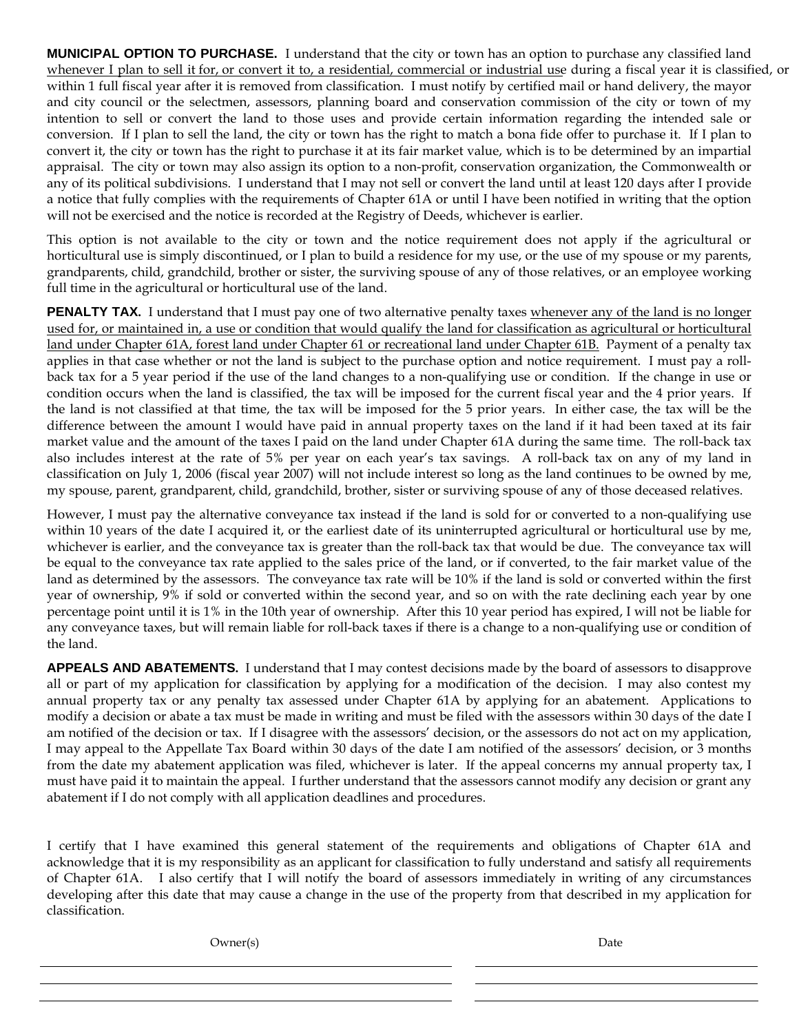**MUNICIPAL OPTION TO PURCHASE.** I understand that the city or town has an option to purchase any classified land whenever I plan to sell it for, or convert it to, a residential, commercial or industrial use during a fiscal year it is classified, or within 1 full fiscal year after it is removed from classification. I must notify by certified mail or hand delivery, the mayor and city council or the selectmen, assessors, planning board and conservation commission of the city or town of my intention to sell or convert the land to those uses and provide certain information regarding the intended sale or conversion. If I plan to sell the land, the city or town has the right to match a bona fide offer to purchase it. If I plan to convert it, the city or town has the right to purchase it at its fair market value, which is to be determined by an impartial appraisal. The city or town may also assign its option to a non-profit, conservation organization, the Commonwealth or any of its political subdivisions. I understand that I may not sell or convert the land until at least 120 days after I provide a notice that fully complies with the requirements of Chapter 61A or until I have been notified in writing that the option will not be exercised and the notice is recorded at the Registry of Deeds, whichever is earlier.

This option is not available to the city or town and the notice requirement does not apply if the agricultural or horticultural use is simply discontinued, or I plan to build a residence for my use, or the use of my spouse or my parents, grandparents, child, grandchild, brother or sister, the surviving spouse of any of those relatives, or an employee working full time in the agricultural or horticultural use of the land.

**PENALTY TAX.** I understand that I must pay one of two alternative penalty taxes whenever any of the land is no longer used for, or maintained in, a use or condition that would qualify the land for classification as agricultural or horticultural land under Chapter 61A, forest land under Chapter 61 or recreational land under Chapter 61B. Payment of a penalty tax applies in that case whether or not the land is subject to the purchase option and notice requirement. I must pay a roll-back tax for a 5 year period if the use of the land changes to a non-qualifying use or condition. If the change in use or condition occurs when the land is classified, the tax will be imposed for the current fiscal year and the 4 prior years. If the land is not classified at that time, the tax will be imposed for the 5 prior years. In either case, the tax will be the difference between the amount I would have paid in annual property taxes on the land if it had been taxed at its fair market value and the amount of the taxes I paid on the land under Chapter 61A during the same time. The roll-back tax also includes interest at the rate of 5% per year on each year's tax savings. A roll-back tax on any of my land in classification on July 1, 2006 (fiscal year 2007) will not include interest so long as the land continues to be owned by me, my spouse, parent, grandparent, child, grandchild, brother, sister or surviving spouse of any of those deceased relatives.

However, I must pay the alternative conveyance tax instead if the land is sold for or converted to a non-qualifying use within 10 years of the date I acquired it, or the earliest date of its uninterrupted agricultural or horticultural use by me, whichever is earlier, and the conveyance tax is greater than the roll-back tax that would be due. The conveyance tax will be equal to the conveyance tax rate applied to the sales price of the land, or if converted, to the fair market value of the land as determined by the assessors. The conveyance tax rate will be 10% if the land is sold or converted within the first year of ownership, 9% if sold or converted within the second year, and so on with the rate declining each year by one percentage point until it is 1% in the 10th year of ownership. After this 10 year period has expired, I will not be liable for any conveyance taxes, but will remain liable for roll-back taxes if there is a change to a non-qualifying use or condition of the land.

**APPEALS AND ABATEMENTS.** I understand that I may contest decisions made by the board of assessors to disapprove all or part of my application for classification by applying for a modification of the decision. I may also contest my annual property tax or any penalty tax assessed under Chapter 61A by applying for an abatement. Applications to modify a decision or abate a tax must be made in writing and must be filed with the assessors within 30 days of the date I am notified of the decision or tax. If I disagree with the assessors' decision, or the assessors do not act on my application, I may appeal to the Appellate Tax Board within 30 days of the date I am notified of the assessors' decision, or 3 months from the date my abatement application was filed, whichever is later. If the appeal concerns my annual property tax, I must have paid it to maintain the appeal. I further understand that the assessors cannot modify any decision or grant any abatement if I do not comply with all application deadlines and procedures.

I certify that I have examined this general statement of the requirements and obligations of Chapter 61A and acknowledge that it is my responsibility as an applicant for classification to fully understand and satisfy all requirements of Chapter 61A. I also certify that I will notify the board of assessors immediately in writing of any circumstances developing after this date that may cause a change in the use of the property from that described in my application for classification.

| Owner(s) | Date |
| --- | --- |
| | |
| | |
| | |